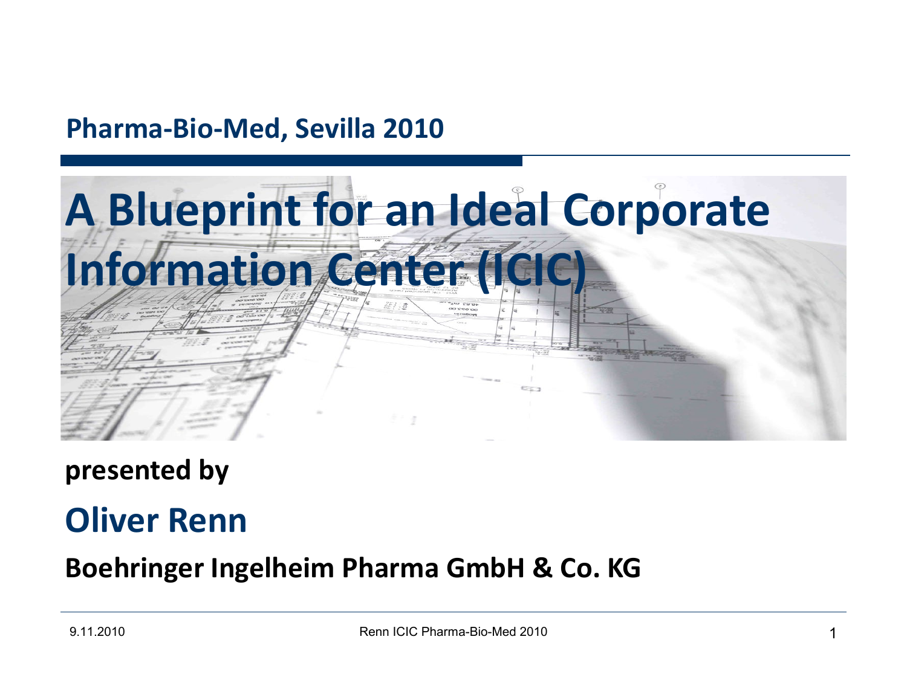**Pharma-Bio-Med, Sevilla 2010**

# A Blueprint for an Ideal Corporate Information Center (ICIC)

**presented by**

## Oliver Renn

**Boehringer Ingelheim Pharma GmbH & Co. KG**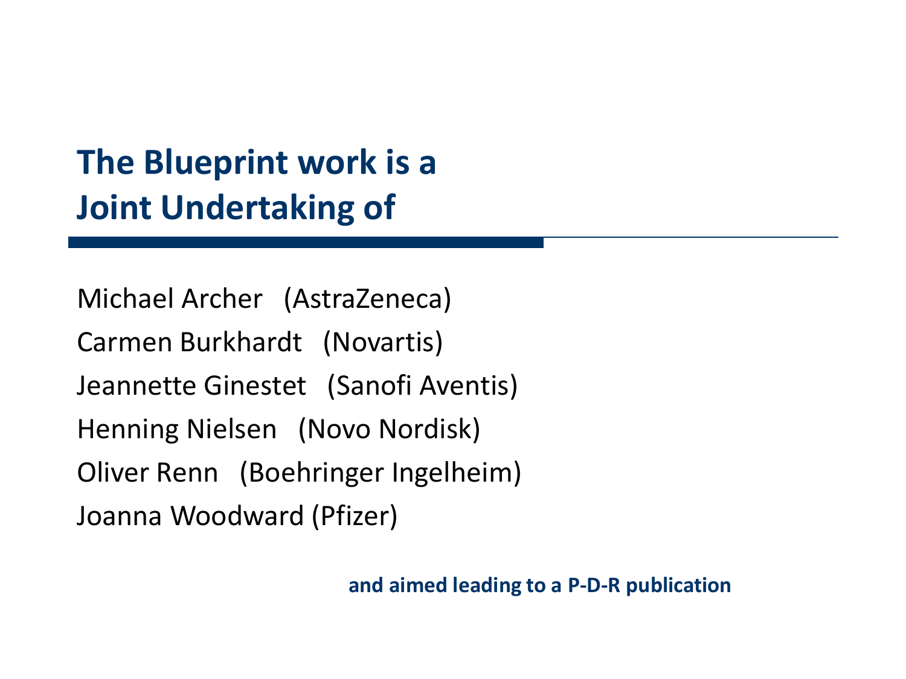# The Blueprint work is a Joint Undertaking of

Michael Archer (AstraZeneca)

Carmen Burkhardt (Novartis)

Jeannette Ginestet (Sanofi Aventis)

Henning Nielsen (Novo Nordisk)

Oliver Renn (Boehringer Ingelheim)

Joanna Woodward (Pfizer)

**and aimed leading to a P-D-R publication**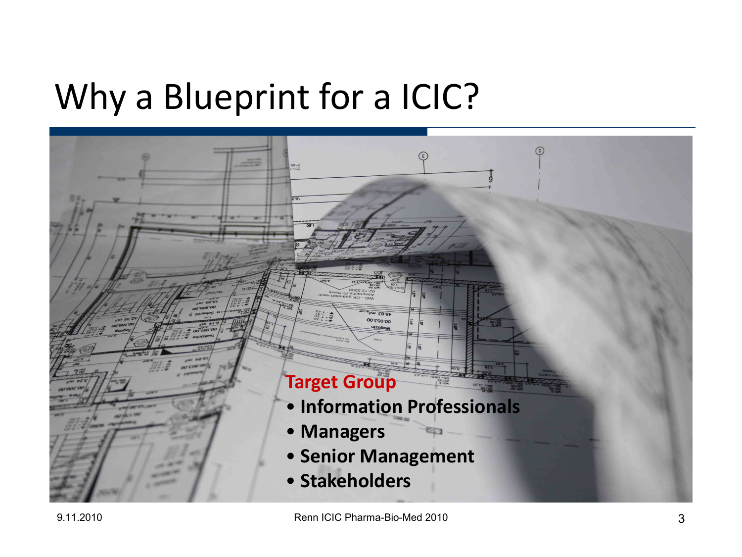# Why a Blueprint for a ICIC?

**Target Group**

- **Information Professionals**
- **Managers**
- **Senior Management**
- **Stakeholders**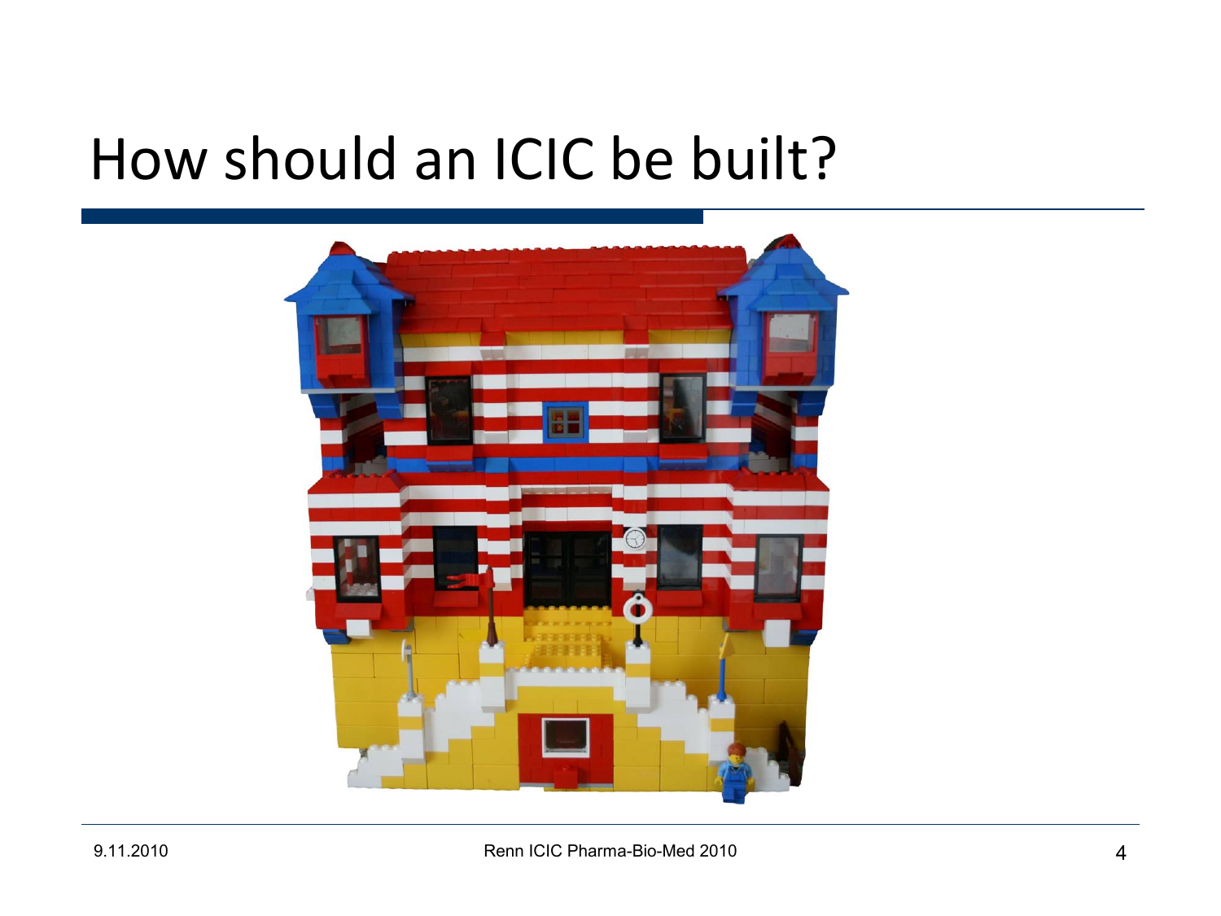# How should an ICIC be built?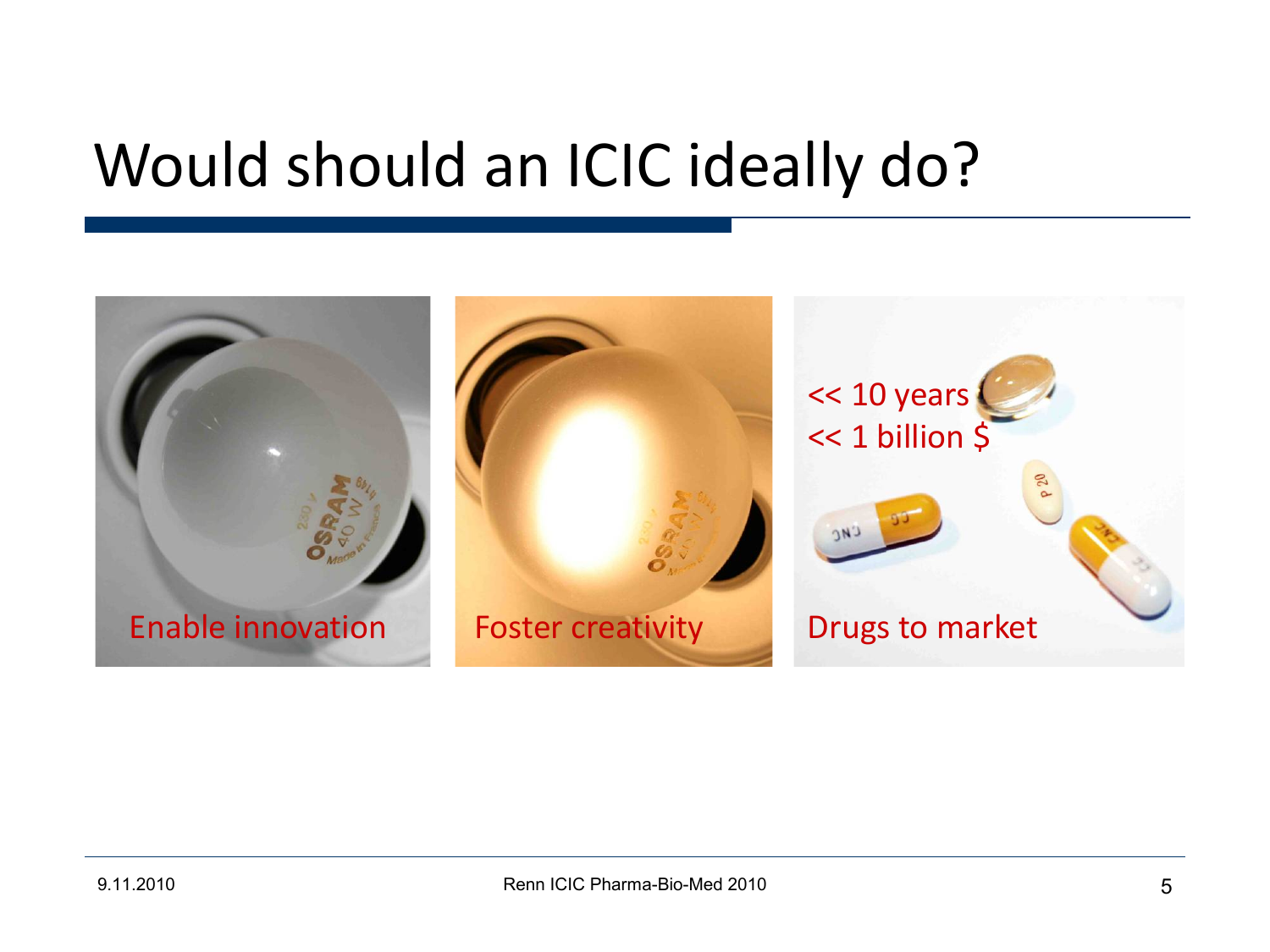# Would should an ICIC ideally do?

Enable innovation

Foster creativity

<< 10 years
<< 1 billion $

Drugs to market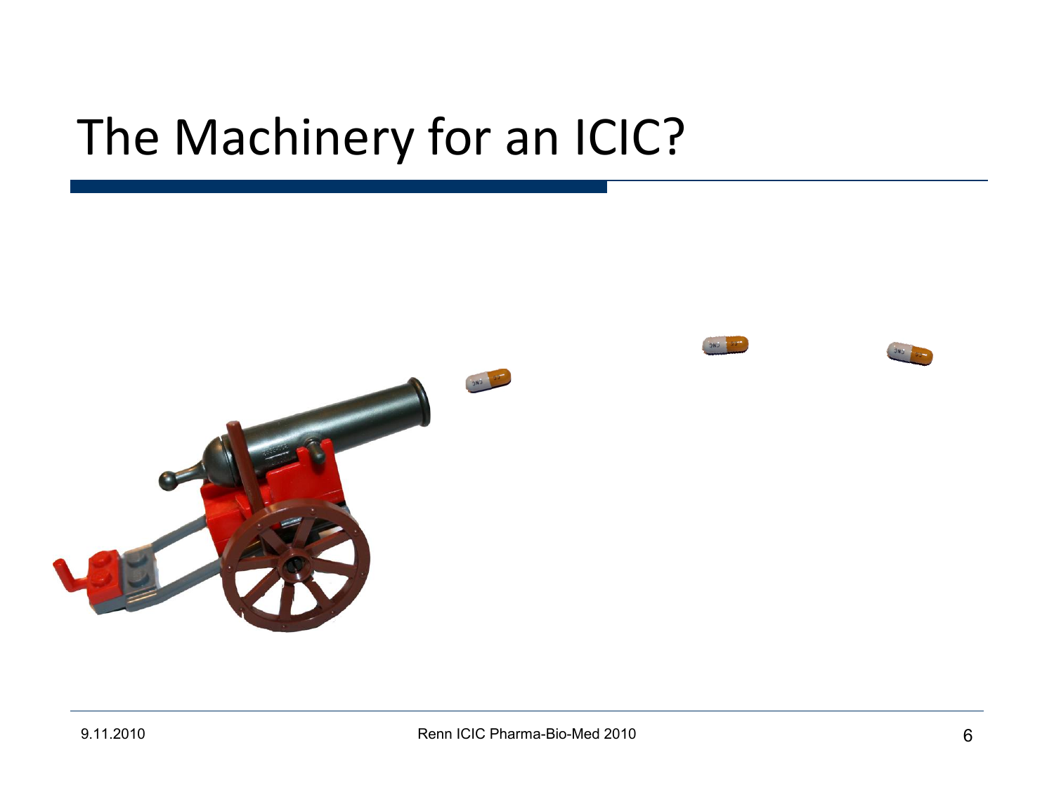# The Machinery for an ICIC?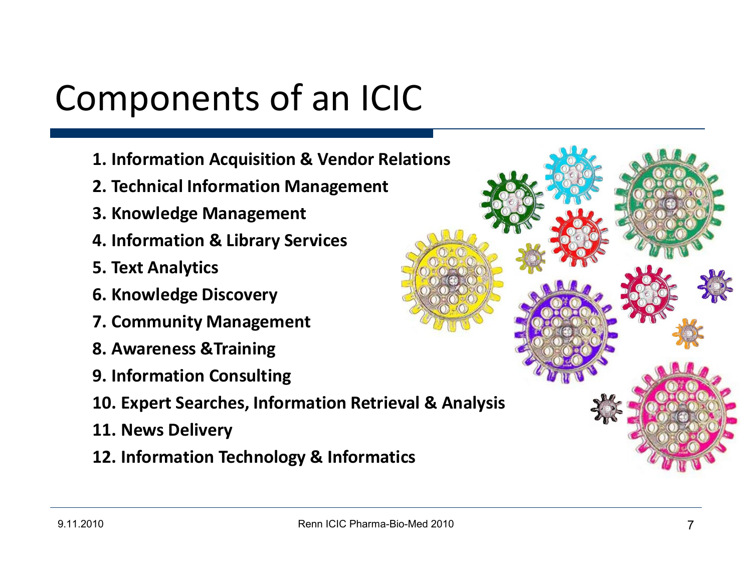# Components of an ICIC

1. **Information Acquisition & Vendor Relations**
2. **Technical Information Management**
3. **Knowledge Management**
4. **Information & Library Services**
5. **Text Analytics**
6. **Knowledge Discovery**
7. **Community Management**
8. **Awareness &Training**
9. **Information Consulting**
10. **Expert Searches, Information Retrieval & Analysis**
11. **News Delivery**
12. **Information Technology & Informatics**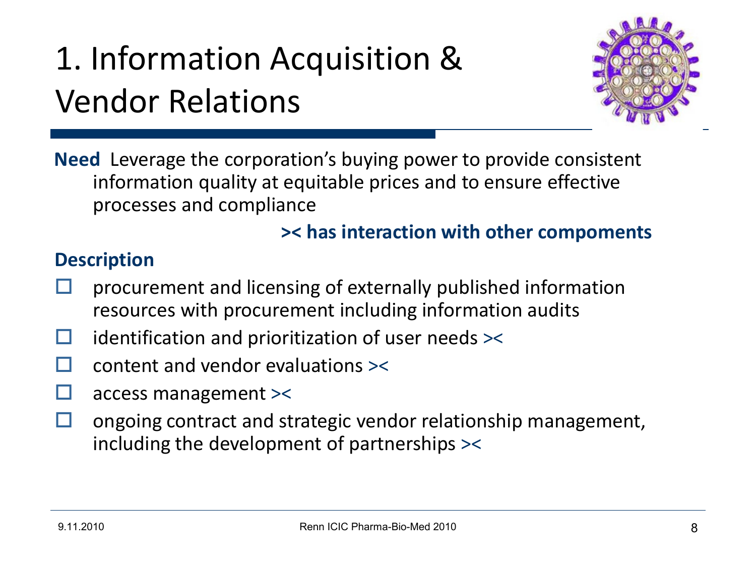# 1. Information Acquisition & Vendor Relations

**Need** Leverage the corporation's buying power to provide consistent information quality at equitable prices and to ensure effective processes and compliance

**>< has interaction with other compoments**

**Description**

- procurement and licensing of externally published information resources with procurement including information audits
- identification and prioritization of user needs ><
- content and vendor evaluations ><
- access management ><
- ongoing contract and strategic vendor relationship management, including the development of partnerships ><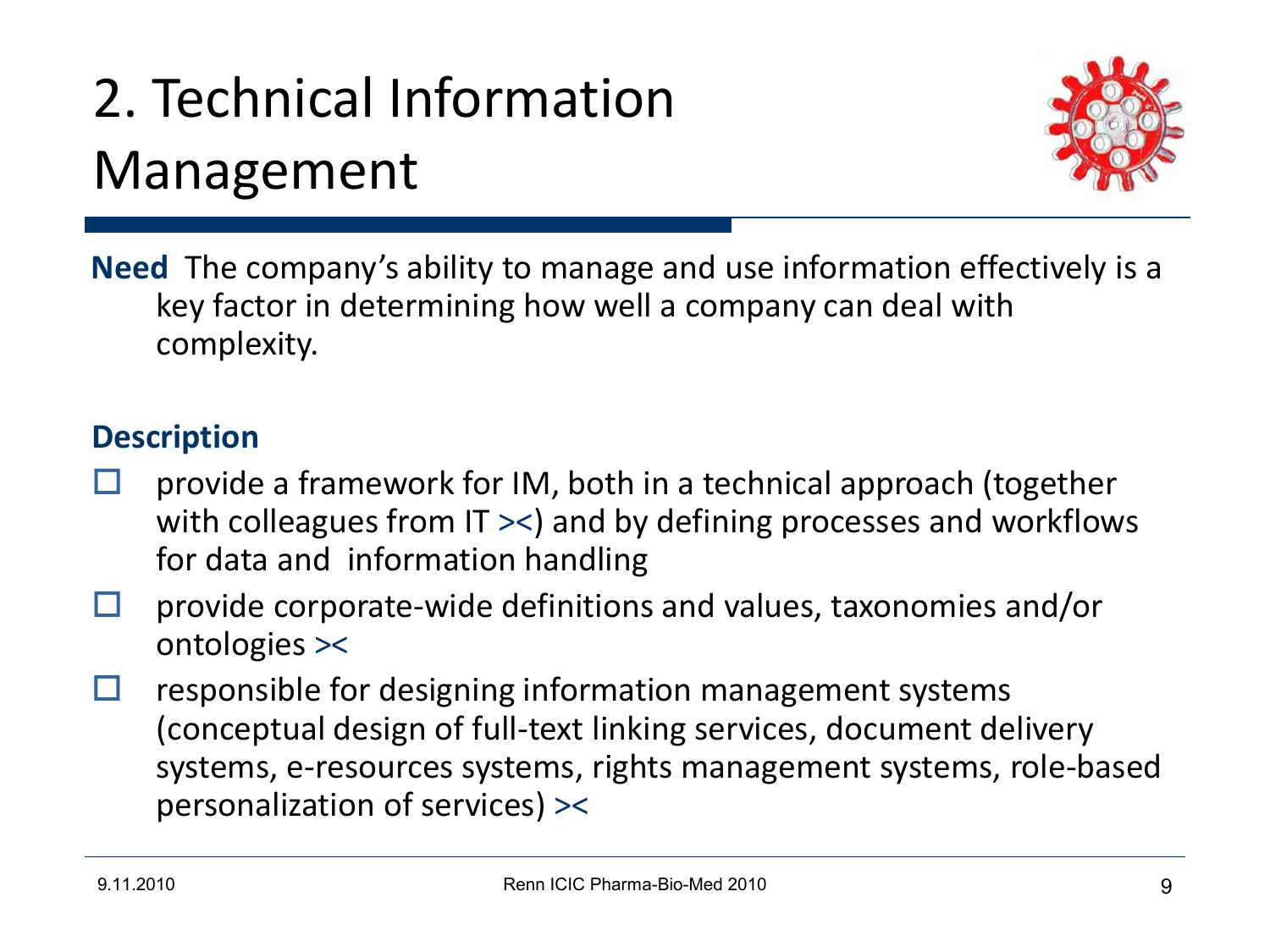# 2. Technical Information Management

**Need** The company's ability to manage and use information effectively is a key factor in determining how well a company can deal with complexity.

**Description**

- provide a framework for IM, both in a technical approach (together with colleagues from IT ><) and by defining processes and workflows for data and information handling
- provide corporate-wide definitions and values, taxonomies and/or ontologies ><
- responsible for designing information management systems (conceptual design of full-text linking services, document delivery systems, e-resources systems, rights management systems, role-based personalization of services) ><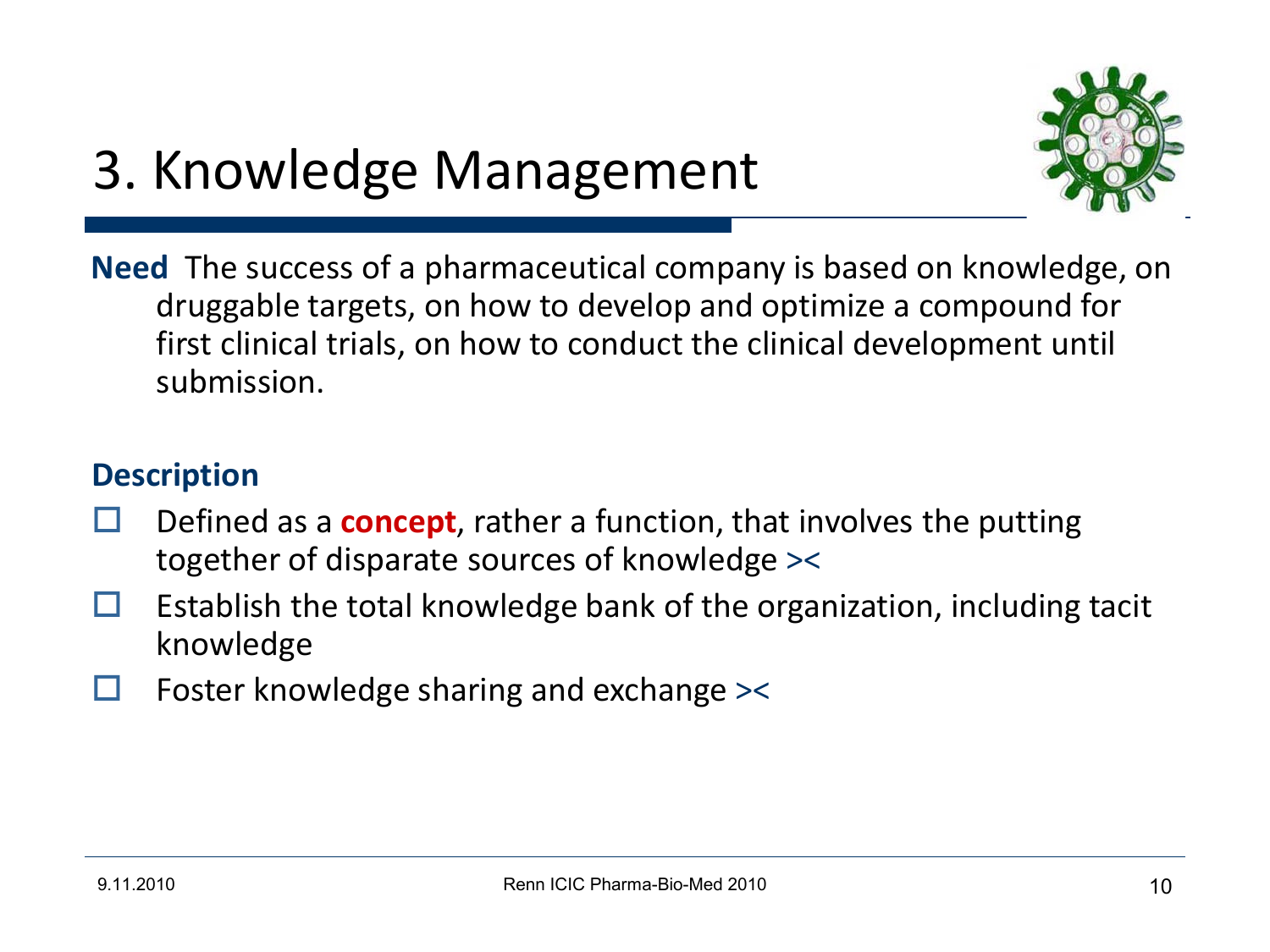# 3. Knowledge Management

**Need** The success of a pharmaceutical company is based on knowledge, on druggable targets, on how to develop and optimize a compound for first clinical trials, on how to conduct the clinical development until submission.

**Description**

- Defined as a **concept**, rather a function, that involves the putting together of disparate sources of knowledge ><
- Establish the total knowledge bank of the organization, including tacit knowledge
- Foster knowledge sharing and exchange ><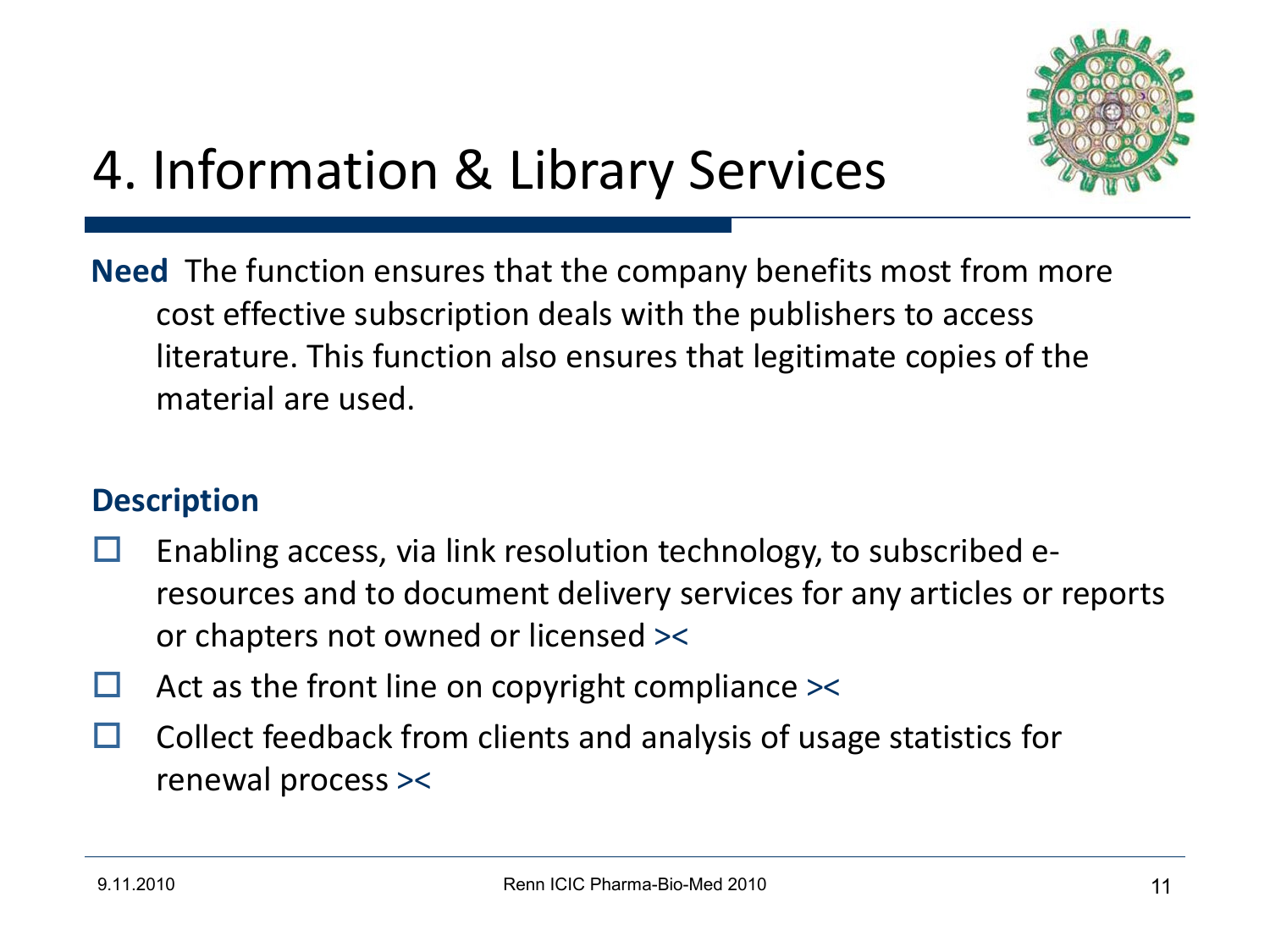# 4. Information & Library Services

**Need** The function ensures that the company benefits most from more cost effective subscription deals with the publishers to access literature. This function also ensures that legitimate copies of the material are used.

**Description**

- Enabling access, via link resolution technology, to subscribed e-resources and to document delivery services for any articles or reports or chapters not owned or licensed ><
- Act as the front line on copyright compliance ><
- Collect feedback from clients and analysis of usage statistics for renewal process ><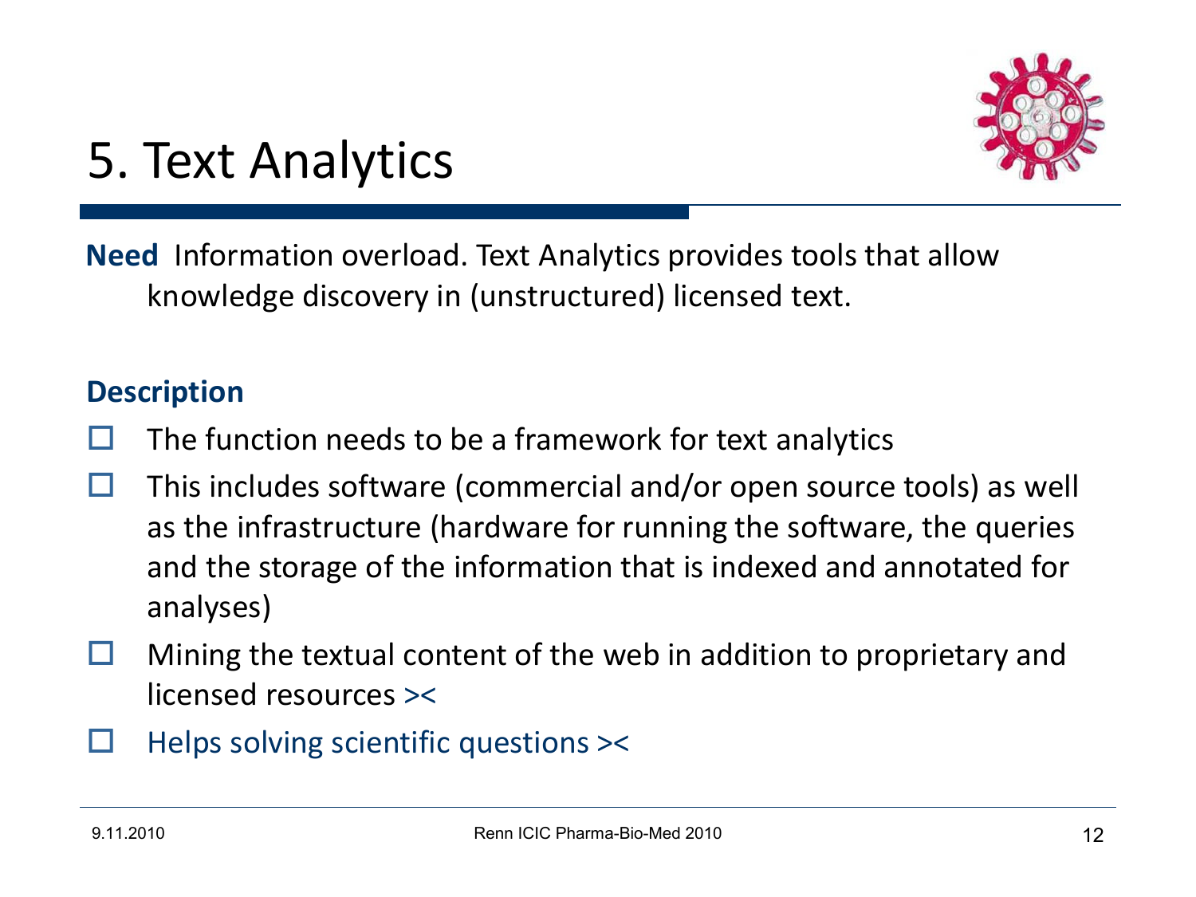# 5. Text Analytics

**Need** Information overload. Text Analytics provides tools that allow knowledge discovery in (unstructured) licensed text.

**Description**

- The function needs to be a framework for text analytics
- This includes software (commercial and/or open source tools) as well as the infrastructure (hardware for running the software, the queries and the storage of the information that is indexed and annotated for analyses)
- Mining the textual content of the web in addition to proprietary and licensed resources ><
- Helps solving scientific questions ><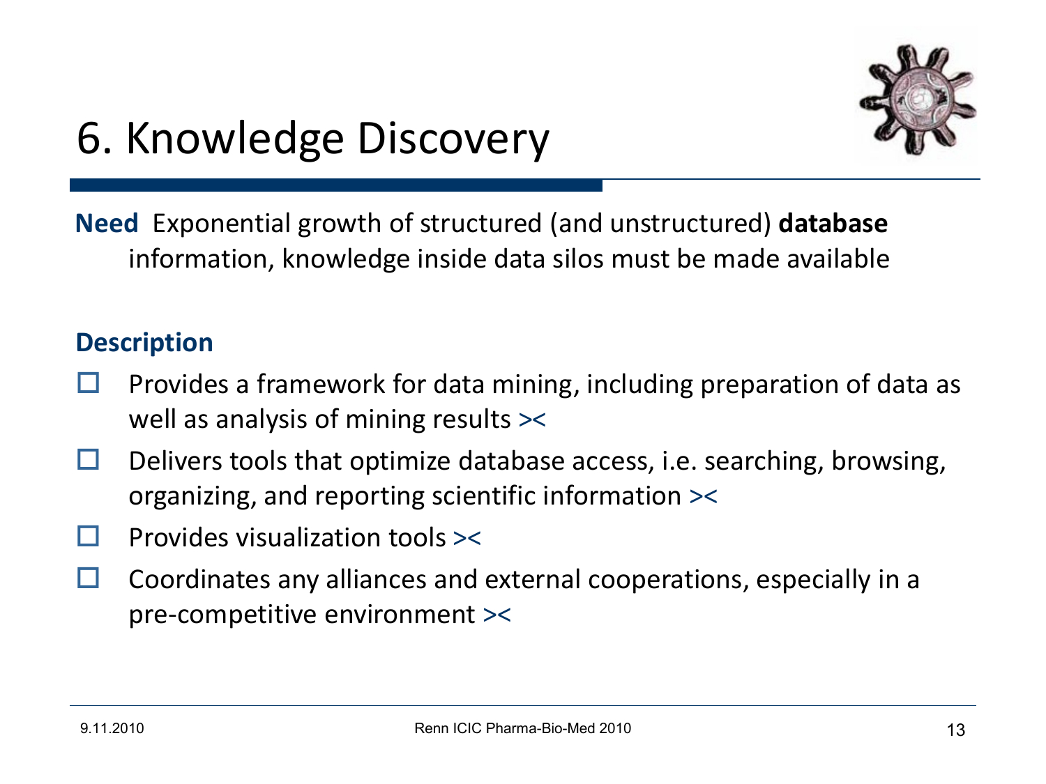# 6. Knowledge Discovery

**Need** Exponential growth of structured (and unstructured) **database** information, knowledge inside data silos must be made available

**Description**

- Provides a framework for data mining, including preparation of data as well as analysis of mining results ><
- Delivers tools that optimize database access, i.e. searching, browsing, organizing, and reporting scientific information ><
- Provides visualization tools ><
- Coordinates any alliances and external cooperations, especially in a pre-competitive environment ><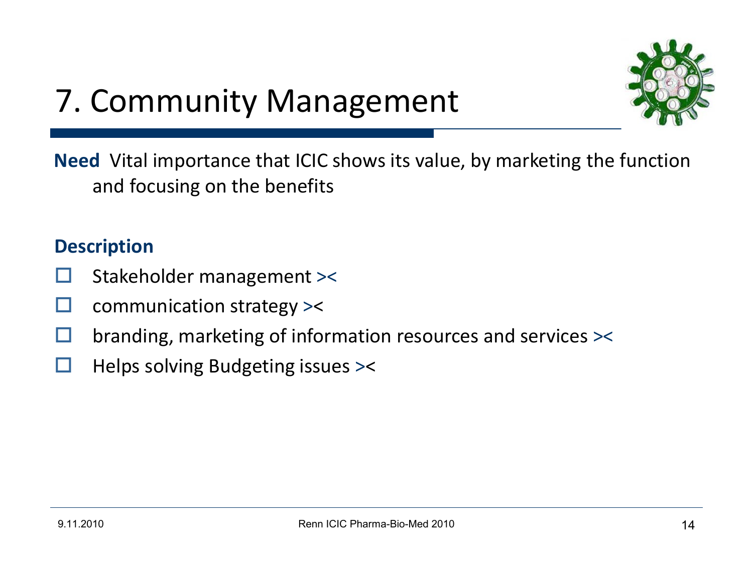# 7. Community Management

**Need** Vital importance that ICIC shows its value, by marketing the function and focusing on the benefits

**Description**

- Stakeholder management ><
- communication strategy ><
- branding, marketing of information resources and services ><
- Helps solving Budgeting issues ><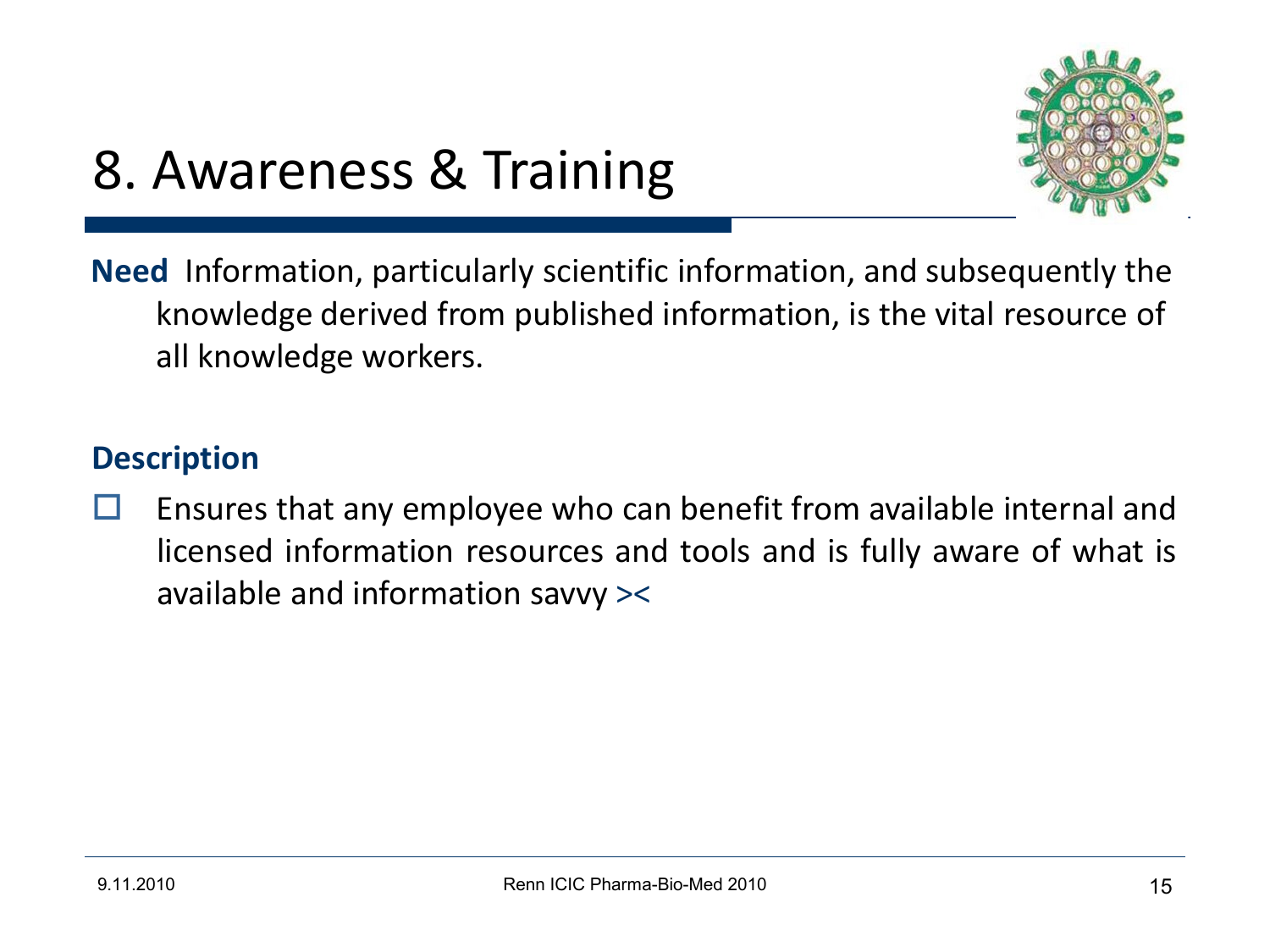# 8. Awareness & Training

**Need** Information, particularly scientific information, and subsequently the knowledge derived from published information, is the vital resource of all knowledge workers.

**Description**

- Ensures that any employee who can benefit from available internal and licensed information resources and tools and is fully aware of what is available and information savvy ><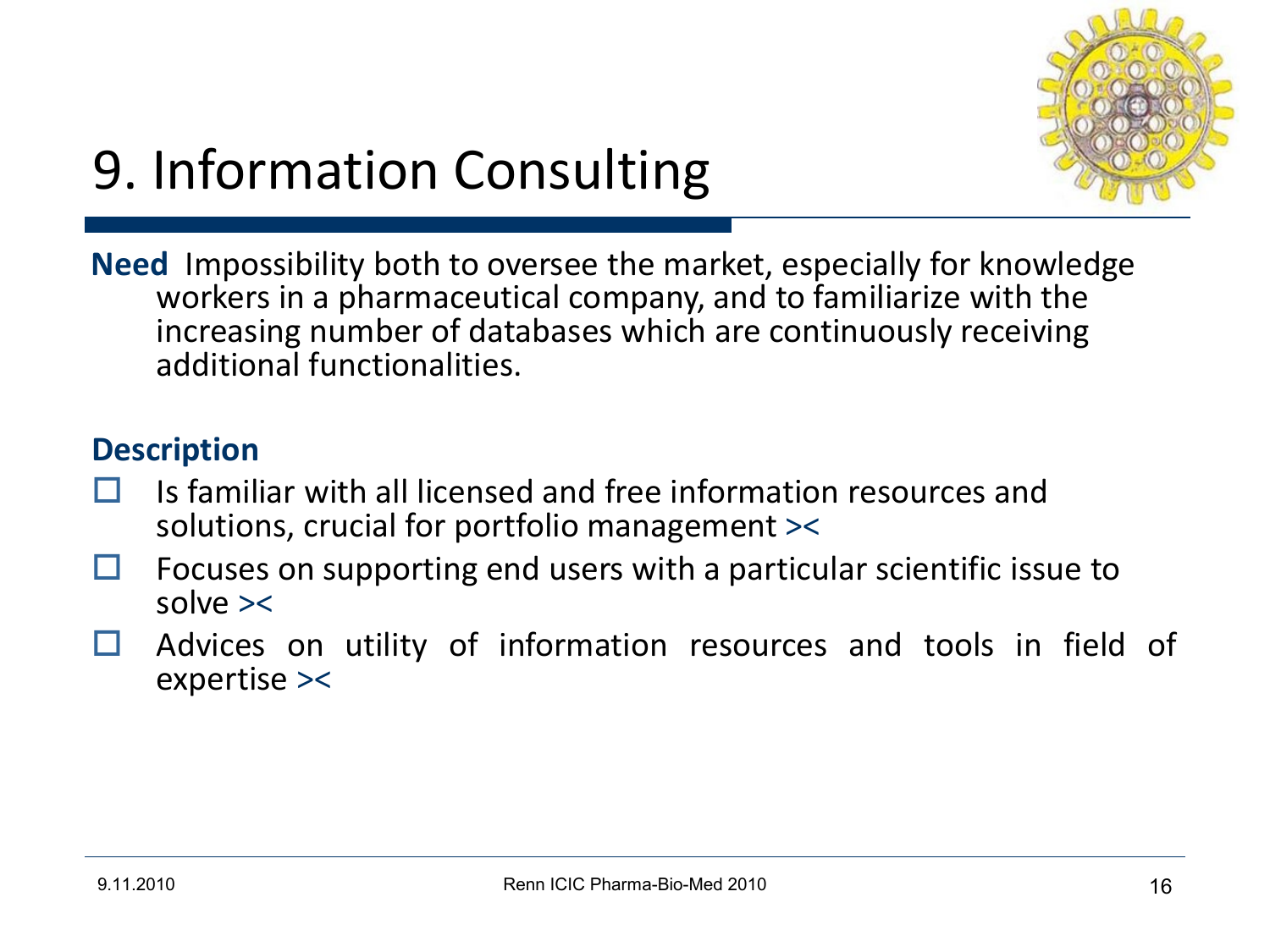# 9. Information Consulting

**Need** Impossibility both to oversee the market, especially for knowledge workers in a pharmaceutical company, and to familiarize with the increasing number of databases which are continuously receiving additional functionalities.

**Description**

- Is familiar with all licensed and free information resources and solutions, crucial for portfolio management ><
- Focuses on supporting end users with a particular scientific issue to solve ><
- Advices on utility of information resources and tools in field of expertise ><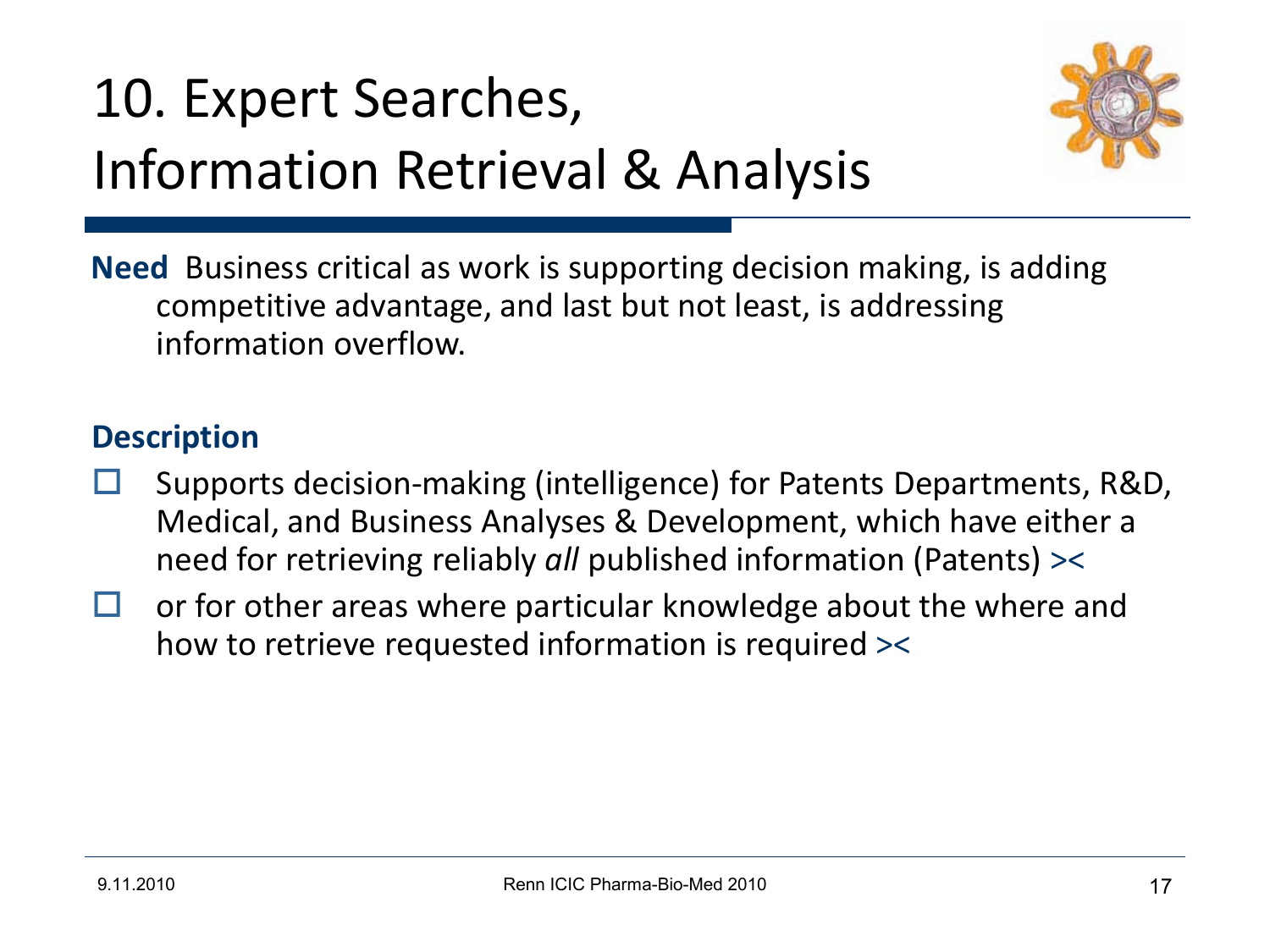# 10. Expert Searches, Information Retrieval & Analysis

**Need** Business critical as work is supporting decision making, is adding competitive advantage, and last but not least, is addressing information overflow.

**Description**

- Supports decision-making (intelligence) for Patents Departments, R&D, Medical, and Business Analyses & Development, which have either a need for retrieving reliably *all* published information (Patents) ><
- or for other areas where particular knowledge about the where and how to retrieve requested information is required ><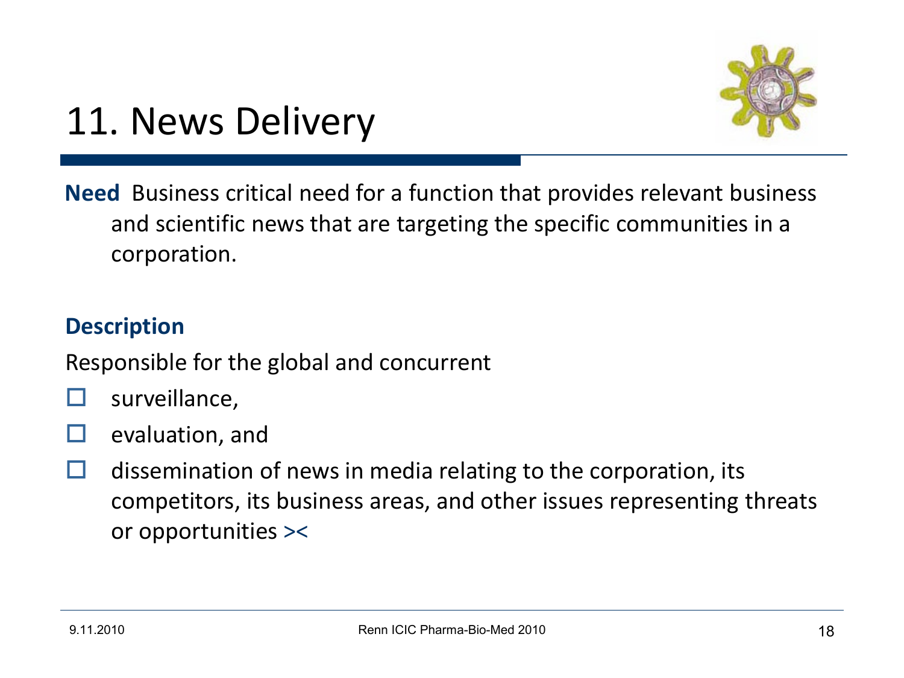# 11. News Delivery

**Need** Business critical need for a function that provides relevant business and scientific news that are targeting the specific communities in a corporation.

**Description**

Responsible for the global and concurrent

- surveillance,
- evaluation, and
- dissemination of news in media relating to the corporation, its competitors, its business areas, and other issues representing threats or opportunities ><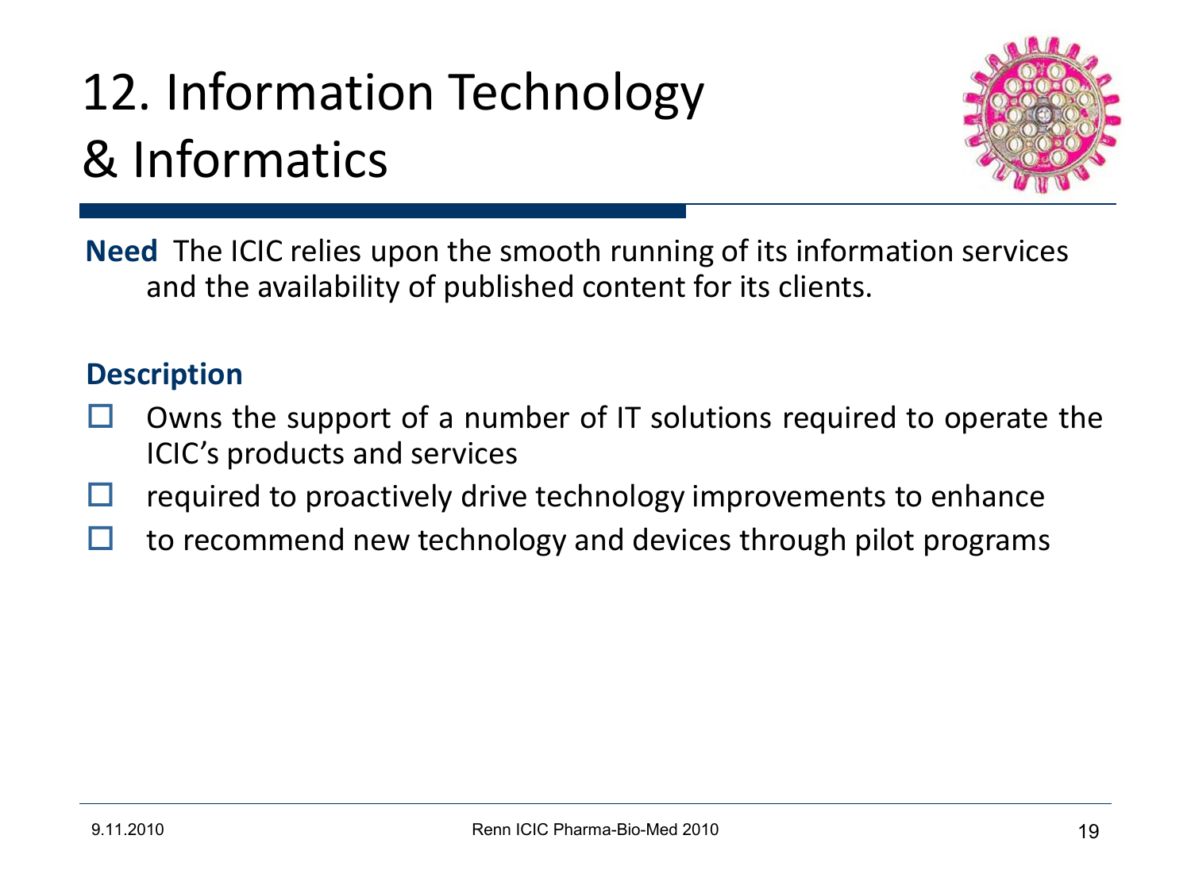# 12. Information Technology & Informatics

**Need** The ICIC relies upon the smooth running of its information services and the availability of published content for its clients.

**Description**

- Owns the support of a number of IT solutions required to operate the ICIC's products and services
- required to proactively drive technology improvements to enhance
- to recommend new technology and devices through pilot programs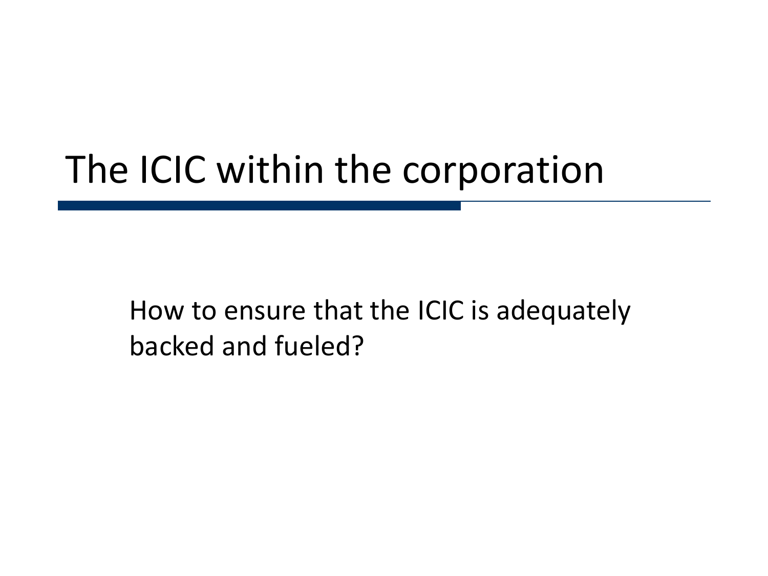# The ICIC within the corporation

How to ensure that the ICIC is adequately backed and fueled?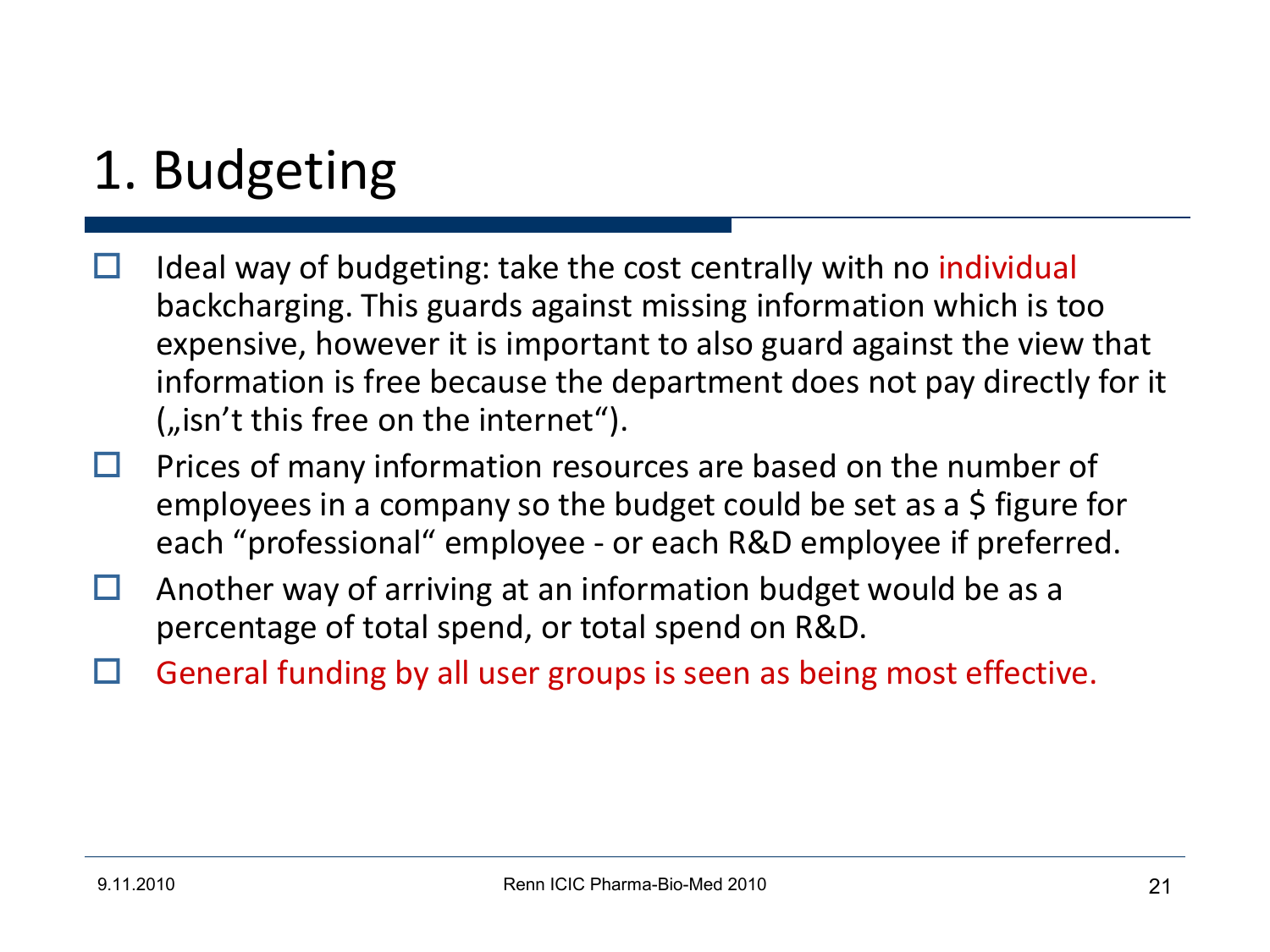# 1. Budgeting

- Ideal way of budgeting: take the cost centrally with no individual backcharging. This guards against missing information which is too expensive, however it is important to also guard against the view that information is free because the department does not pay directly for it („isn't this free on the internet").
- Prices of many information resources are based on the number of employees in a company so the budget could be set as a $ figure for each "professional" employee - or each R&D employee if preferred.
- Another way of arriving at an information budget would be as a percentage of total spend, or total spend on R&D.
- General funding by all user groups is seen as being most effective.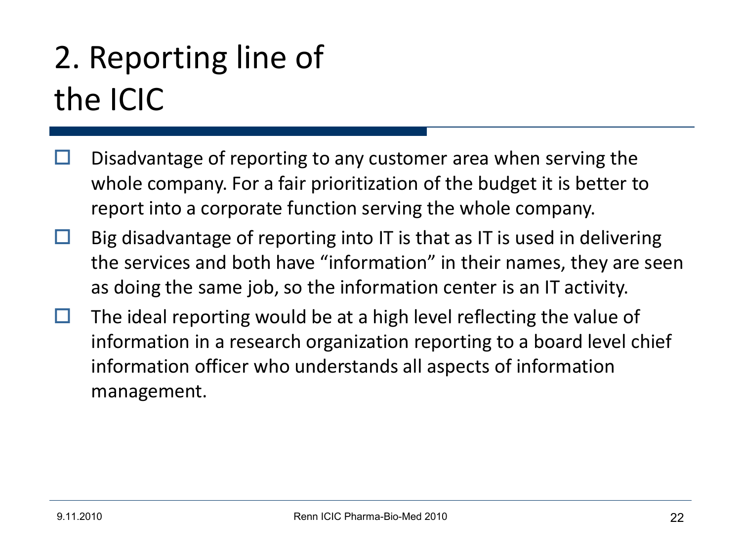# 2. Reporting line of the ICIC

- Disadvantage of reporting to any customer area when serving the whole company. For a fair prioritization of the budget it is better to report into a corporate function serving the whole company.
- Big disadvantage of reporting into IT is that as IT is used in delivering the services and both have "information" in their names, they are seen as doing the same job, so the information center is an IT activity.
- The ideal reporting would be at a high level reflecting the value of information in a research organization reporting to a board level chief information officer who understands all aspects of information management.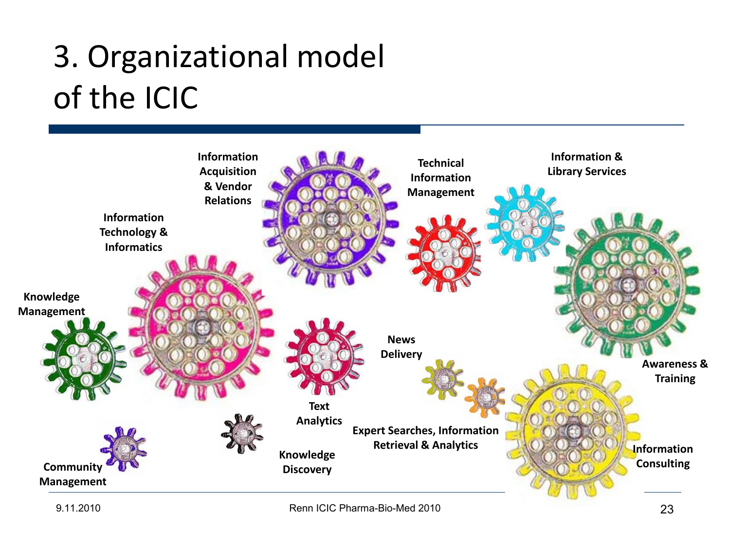# 3. Organizational model of the ICIC

Information Acquisition & Vendor Relations

Technical Information Management

Information & Library Services

Information Technology & Informatics

Knowledge Management

News Delivery

Awareness & Training

Text Analytics

Expert Searches, Information Retrieval & Analytics

Information Consulting

Knowledge Discovery

Community Management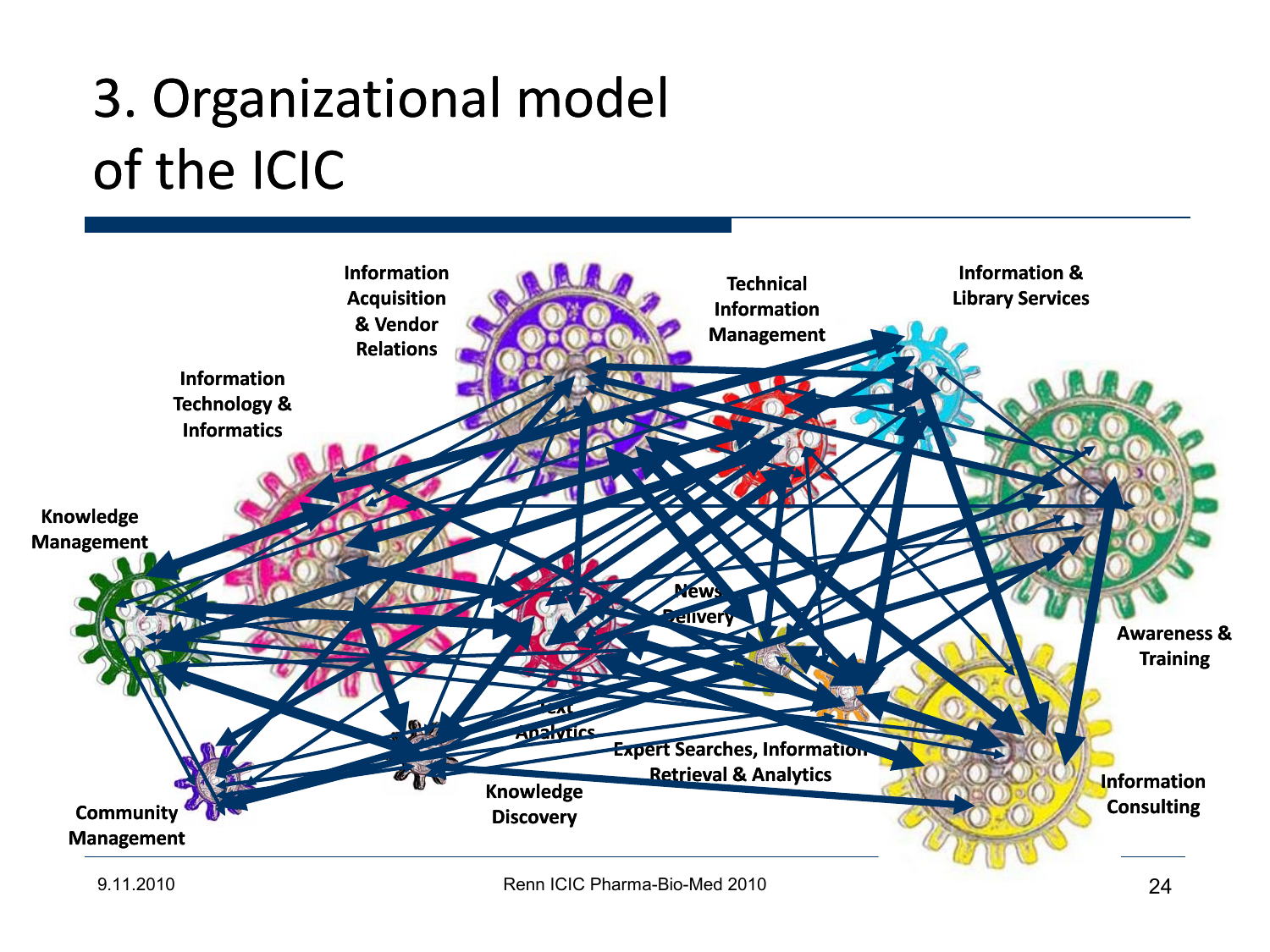# 3. Organizational model of the ICIC

Information Acquisition & Vendor Relations

Technical Information Management

Information & Library Services

Information Technology & Informatics

Knowledge Management

News Delivery

Awareness & Training

Text Analytics

Expert Searches, Information Retrieval & Analytics

Information Consulting

Community Management

Knowledge Discovery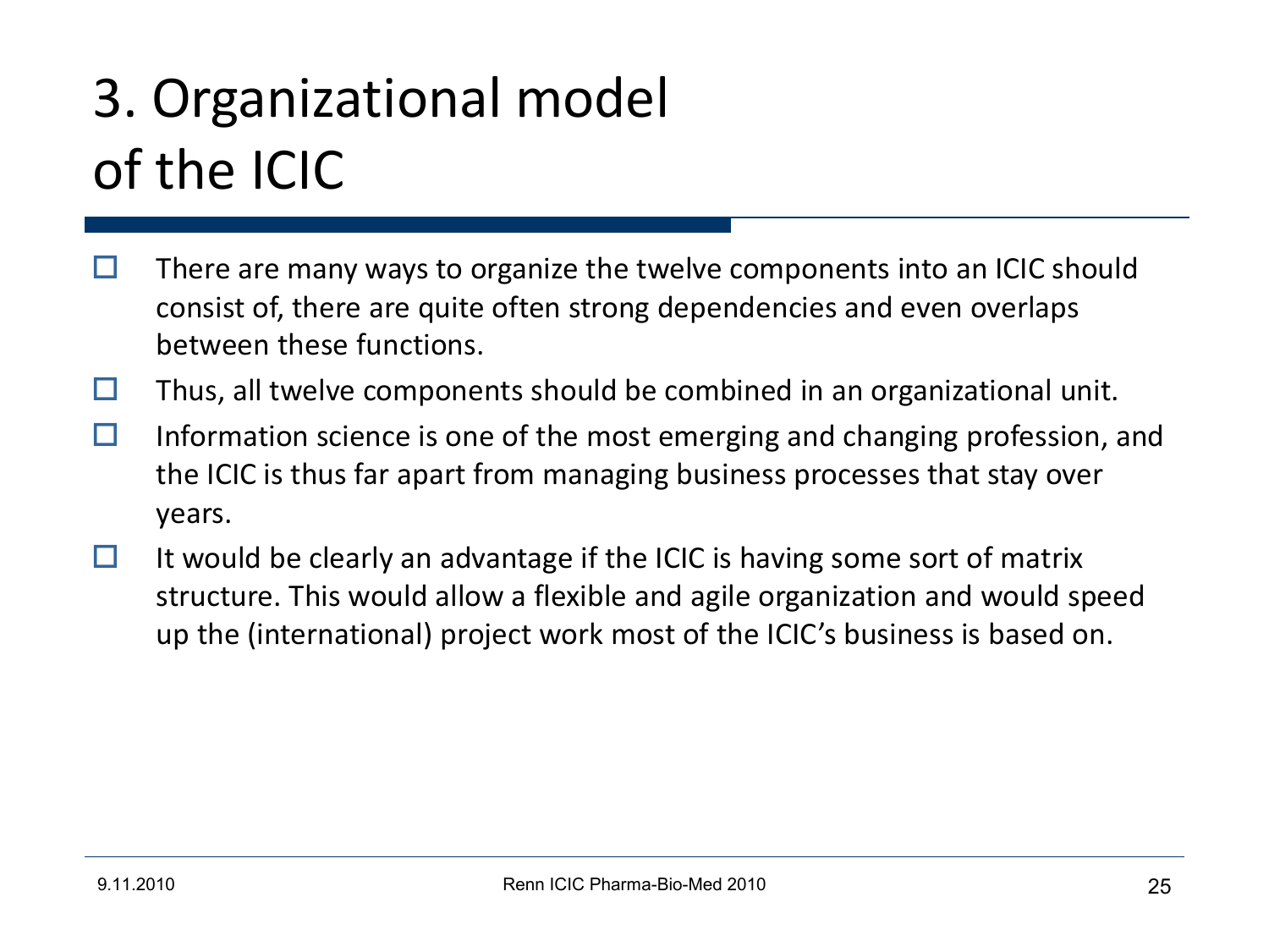# 3. Organizational model of the ICIC

- There are many ways to organize the twelve components into an ICIC should consist of, there are quite often strong dependencies and even overlaps between these functions.
- Thus, all twelve components should be combined in an organizational unit.
- Information science is one of the most emerging and changing profession, and the ICIC is thus far apart from managing business processes that stay over years.
- It would be clearly an advantage if the ICIC is having some sort of matrix structure. This would allow a flexible and agile organization and would speed up the (international) project work most of the ICIC's business is based on.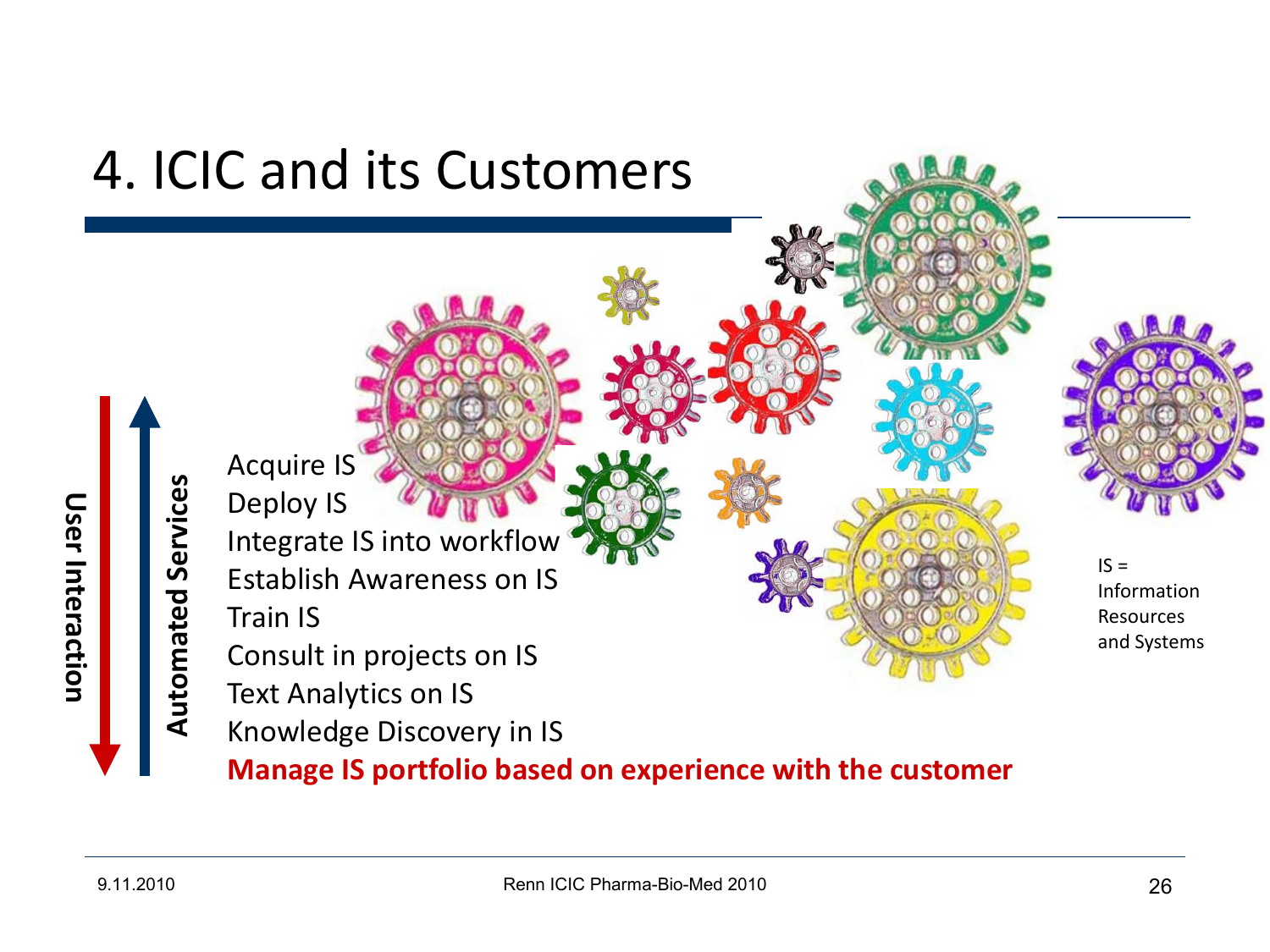# 4. ICIC and its Customers

**User Interaction** (↓)

**Automated Services** (↑)

- Acquire IS
- Deploy IS
- Integrate IS into workflow
- Establish Awareness on IS
- Train IS
- Consult in projects on IS
- Text Analytics on IS
- Knowledge Discovery in IS
- **Manage IS portfolio based on experience with the customer**

IS = Information Resources and Systems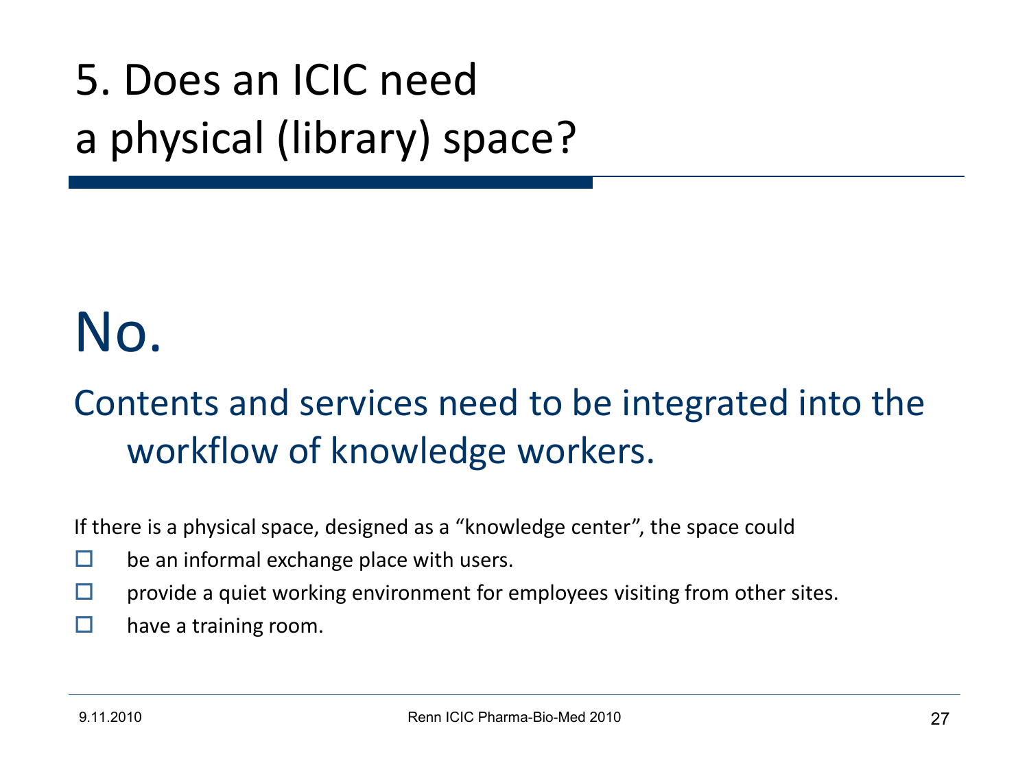# 5. Does an ICIC need a physical (library) space?

## No.

### Contents and services need to be integrated into the workflow of knowledge workers.

If there is a physical space, designed as a "knowledge center", the space could

- be an informal exchange place with users.
- provide a quiet working environment for employees visiting from other sites.
- have a training room.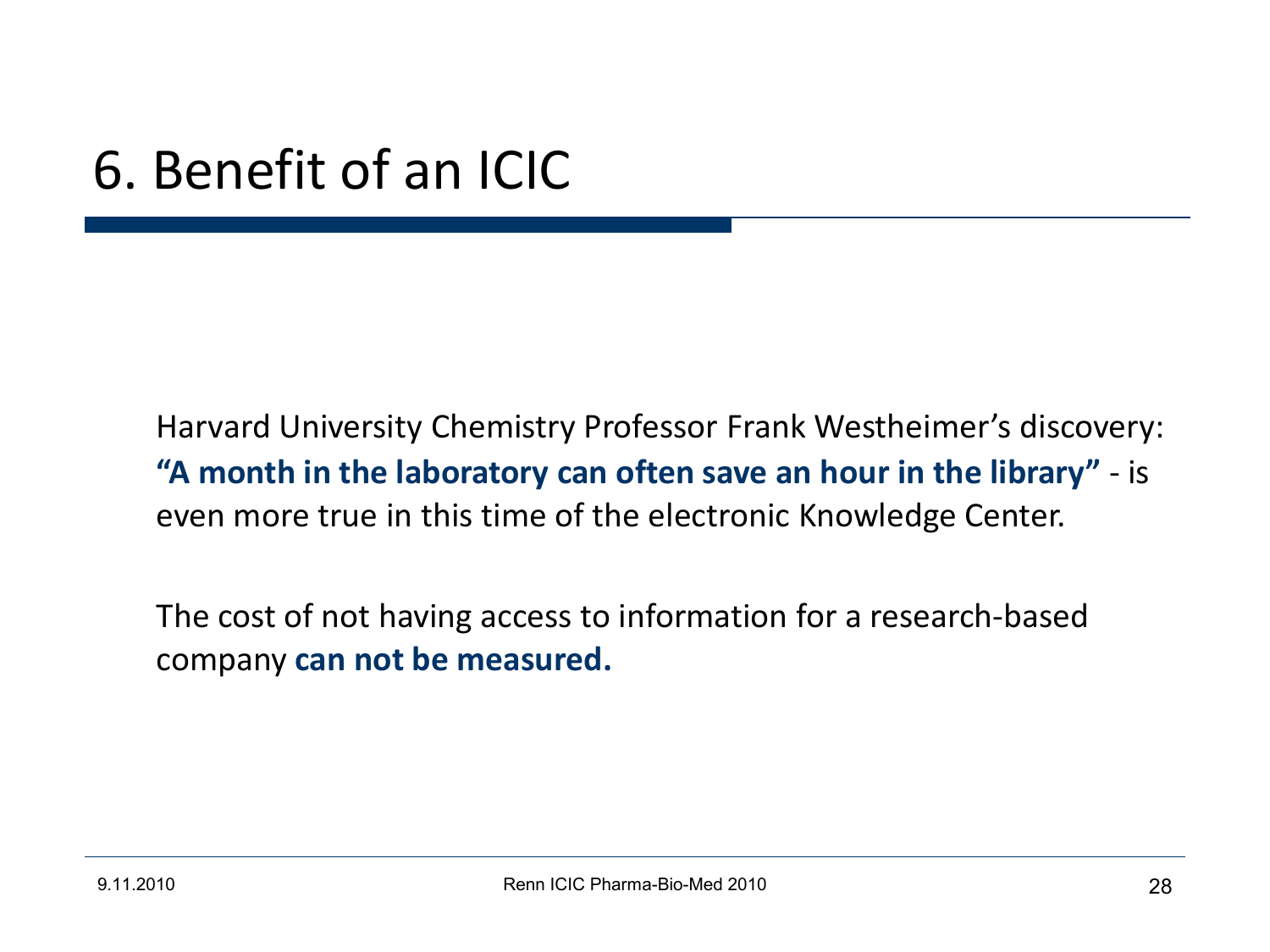# 6. Benefit of an ICIC

Harvard University Chemistry Professor Frank Westheimer's discovery: **"A month in the laboratory can often save an hour in the library"** - is even more true in this time of the electronic Knowledge Center.

The cost of not having access to information for a research-based company **can not be measured.**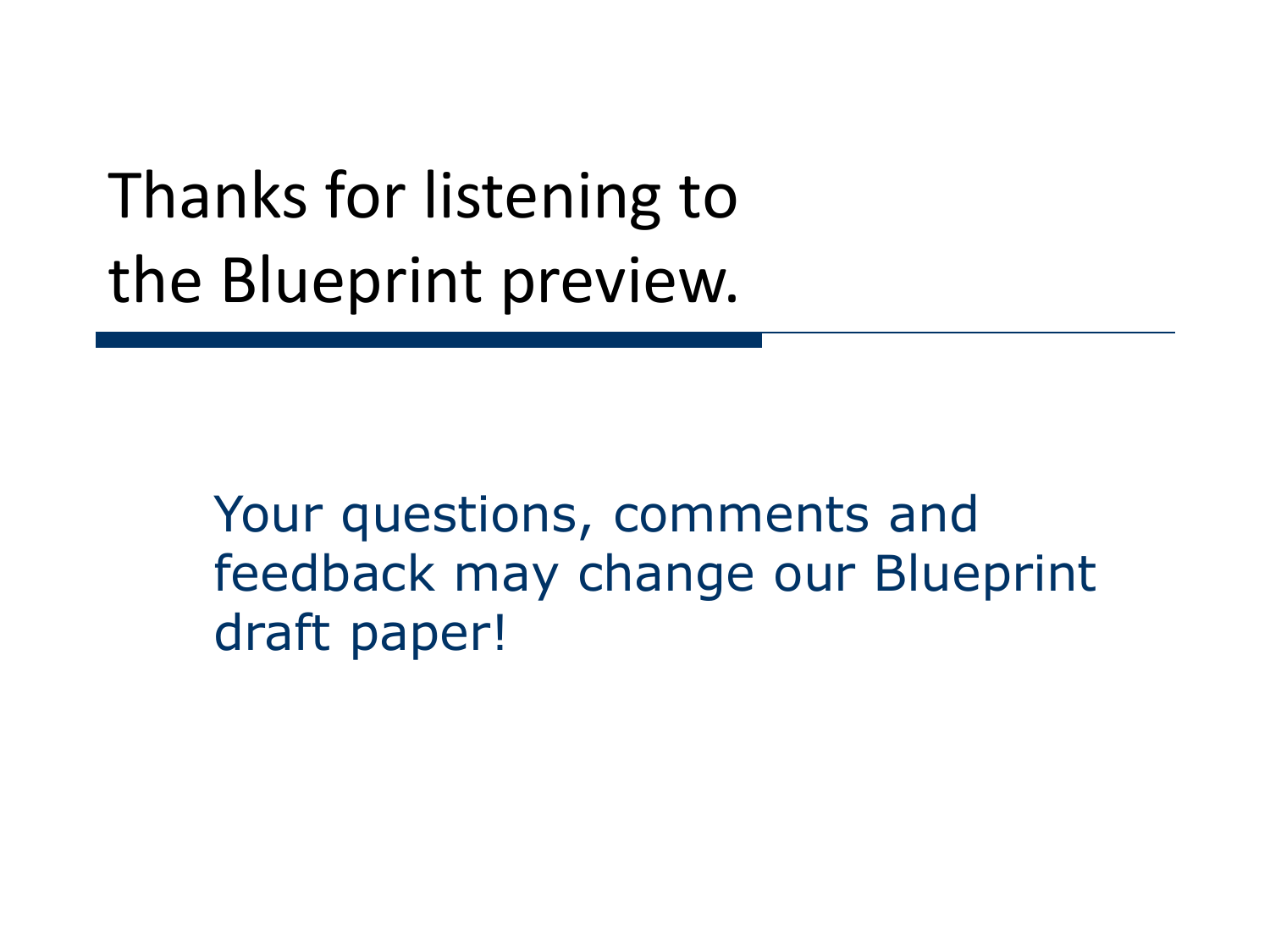# Thanks for listening to the Blueprint preview.

Your questions, comments and feedback may change our Blueprint draft paper!